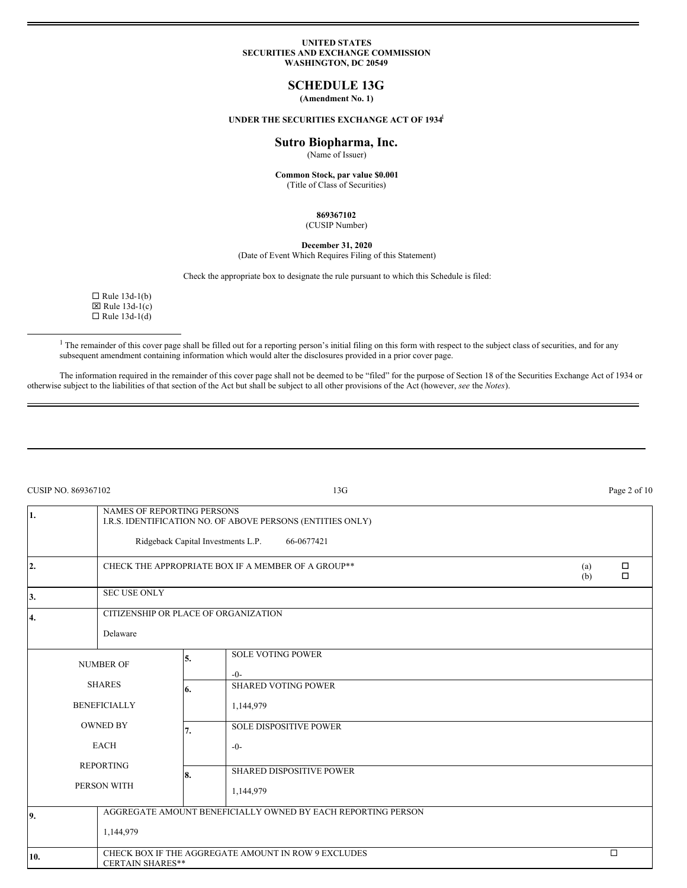UNITED STATES
SECURITIES AND EXCHANGE COMMISSION
WASHINGTON, DC 20549

# SCHEDULE 13G

**(Amendment No. 1)**

**UNDER THE SECURITIES EXCHANGE ACT OF 1934**[1]

## Sutro Biopharma, Inc.

(Name of Issuer)

**Common Stock, par value $0.001**
(Title of Class of Securities)

**869367102**
(CUSIP Number)

**December 31, 2020**
(Date of Event Which Requires Filing of this Statement)

Check the appropriate box to designate the rule pursuant to which this Schedule is filed:

☐ Rule 13d-1(b)
☒ Rule 13d-1(c)
☐ Rule 13d-1(d)

[1] The remainder of this cover page shall be filled out for a reporting person's initial filing on this form with respect to the subject class of securities, and for any subsequent amendment containing information which would alter the disclosures provided in a prior cover page.

The information required in the remainder of this cover page shall not be deemed to be "filed" for the purpose of Section 18 of the Securities Exchange Act of 1934 or otherwise subject to the liabilities of that section of the Act but shall be subject to all other provisions of the Act (however, *see* the *Notes*).

CUSIP NO. 869367102 13G

| | | | |
|---|---|---|---|
| 1. | NAMES OF REPORTING PERSONS<br>I.R.S. IDENTIFICATION NO. OF ABOVE PERSONS (ENTITIES ONLY)<br><br>Ridgeback Capital Investments L.P. 66-0677421 | | |
| 2. | CHECK THE APPROPRIATE BOX IF A MEMBER OF A GROUP** | | (a) ☐<br>(b) ☐ |
| 3. | SEC USE ONLY | | |
| 4. | CITIZENSHIP OR PLACE OF ORGANIZATION<br><br>Delaware | | |
| NUMBER OF SHARES BENEFICIALLY OWNED BY EACH REPORTING PERSON WITH | 5. | SOLE VOTING POWER<br><br>-0- | |
| | 6. | SHARED VOTING POWER<br><br>1,144,979 | |
| | 7. | SOLE DISPOSITIVE POWER<br><br>-0- | |
| | 8. | SHARED DISPOSITIVE POWER<br><br>1,144,979 | |
| 9. | AGGREGATE AMOUNT BENEFICIALLY OWNED BY EACH REPORTING PERSON<br><br>1,144,979 | | |
| 10. | CHECK BOX IF THE AGGREGATE AMOUNT IN ROW 9 EXCLUDES CERTAIN SHARES** | | ☐ |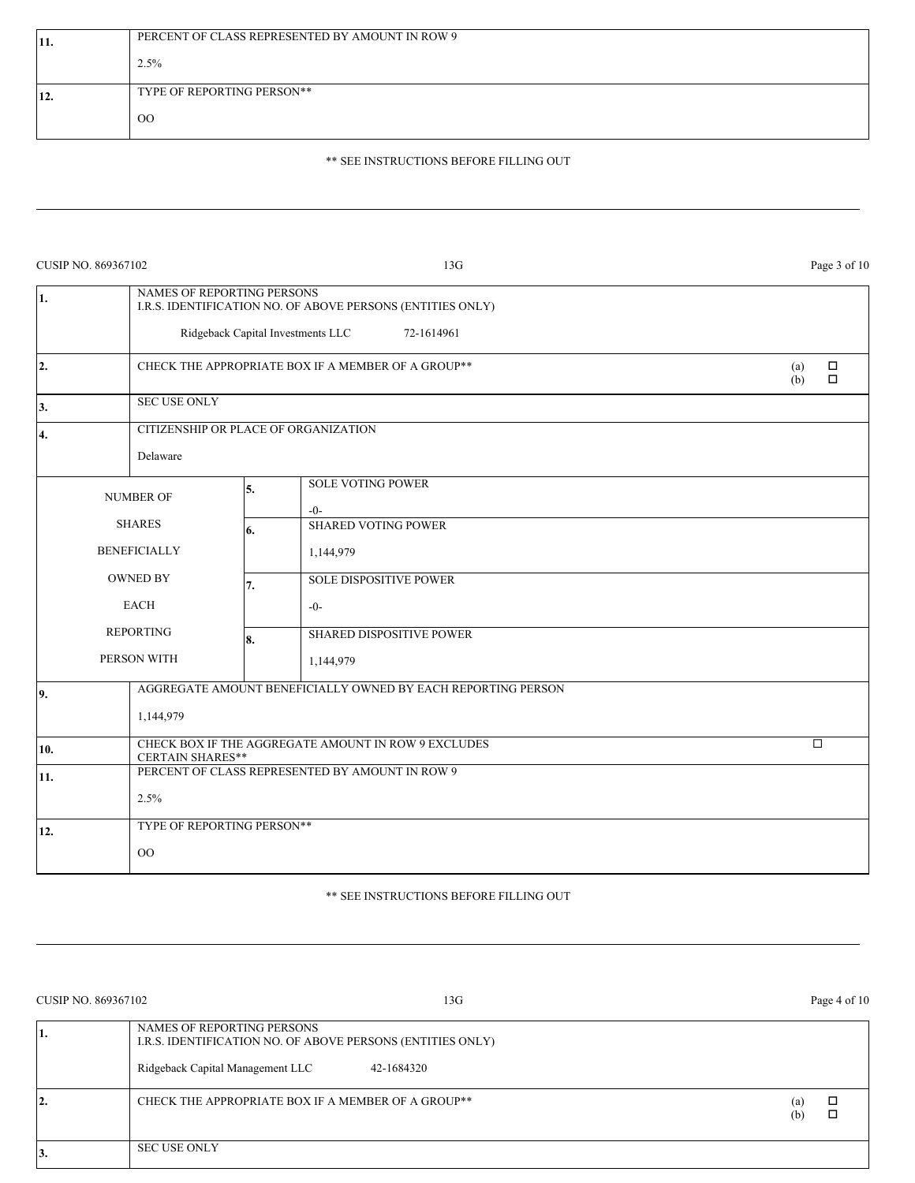| 11. | PERCENT OF CLASS REPRESENTED BY AMOUNT IN ROW 9<br><br>2.5% |
|---|---|
| 12. | TYPE OF REPORTING PERSON**<br><br>OO |

** SEE INSTRUCTIONS BEFORE FILLING OUT

CUSIP NO. 869367102 13G

| 1. | NAMES OF REPORTING PERSONS<br>I.R.S. IDENTIFICATION NO. OF ABOVE PERSONS (ENTITIES ONLY)<br><br>Ridgeback Capital Investments LLC 72-1614961 | |
|---|---|---|
| 2. | CHECK THE APPROPRIATE BOX IF A MEMBER OF A GROUP** | (a) ☐<br>(b) ☐ |
| 3. | SEC USE ONLY | |
| 4. | CITIZENSHIP OR PLACE OF ORGANIZATION<br><br>Delaware | |

| NUMBER OF SHARES BENEFICIALLY OWNED BY EACH REPORTING PERSON WITH | | |
|---|---|---|
| | 5. | SOLE VOTING POWER<br><br>-0- |
| | 6. | SHARED VOTING POWER<br><br>1,144,979 |
| | 7. | SOLE DISPOSITIVE POWER<br><br>-0- |
| | 8. | SHARED DISPOSITIVE POWER<br><br>1,144,979 |

| 9. | AGGREGATE AMOUNT BENEFICIALLY OWNED BY EACH REPORTING PERSON<br><br>1,144,979 | |
|---|---|---|
| 10. | CHECK BOX IF THE AGGREGATE AMOUNT IN ROW 9 EXCLUDES CERTAIN SHARES** | ☐ |
| 11. | PERCENT OF CLASS REPRESENTED BY AMOUNT IN ROW 9<br><br>2.5% | |
| 12. | TYPE OF REPORTING PERSON**<br><br>OO | |

** SEE INSTRUCTIONS BEFORE FILLING OUT

CUSIP NO. 869367102 13G

| 1. | NAMES OF REPORTING PERSONS<br>I.R.S. IDENTIFICATION NO. OF ABOVE PERSONS (ENTITIES ONLY)<br><br>Ridgeback Capital Management LLC 42-1684320 | |
|---|---|---|
| 2. | CHECK THE APPROPRIATE BOX IF A MEMBER OF A GROUP** | (a) ☐<br>(b) ☐ |
| 3. | SEC USE ONLY | |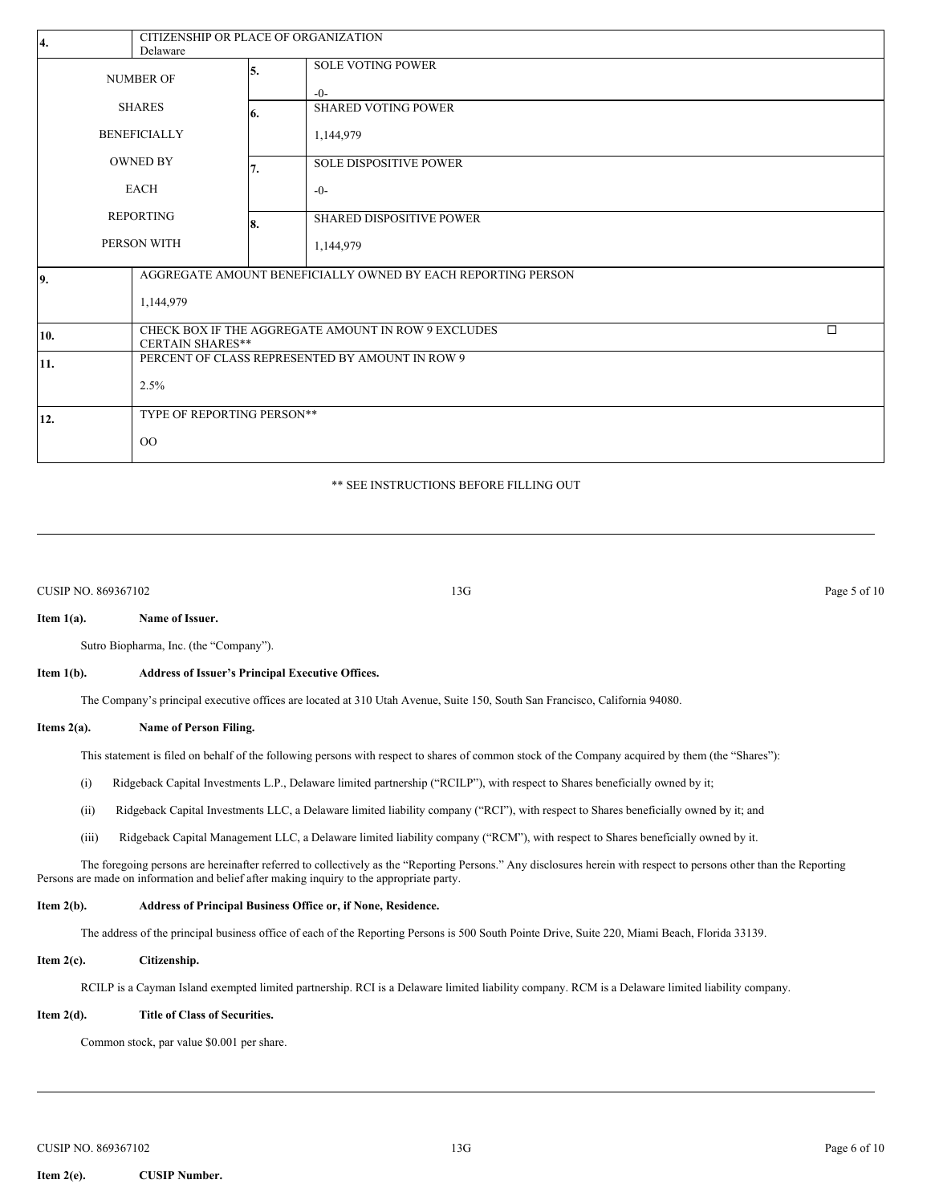| 4. | CITIZENSHIP OR PLACE OF ORGANIZATION<br>Delaware | | |
|---|---|---|---|
| NUMBER OF<br>SHARES<br>BENEFICIALLY<br>OWNED BY<br>EACH<br>REPORTING<br>PERSON WITH | 5. | SOLE VOTING POWER<br>-0- | |
| | 6. | SHARED VOTING POWER<br>1,144,979 | |
| | 7. | SOLE DISPOSITIVE POWER<br>-0- | |
| | 8. | SHARED DISPOSITIVE POWER<br>1,144,979 | |
| 9. | AGGREGATE AMOUNT BENEFICIALLY OWNED BY EACH REPORTING PERSON<br>1,144,979 | | |
| 10. | CHECK BOX IF THE AGGREGATE AMOUNT IN ROW 9 EXCLUDES CERTAIN SHARES** | | ☐ |
| 11. | PERCENT OF CLASS REPRESENTED BY AMOUNT IN ROW 9<br>2.5% | | |
| 12. | TYPE OF REPORTING PERSON**<br>OO | | |

** SEE INSTRUCTIONS BEFORE FILLING OUT

CUSIP NO. 869367102 13G

**Item 1(a). Name of Issuer.**

Sutro Biopharma, Inc. (the "Company").

**Item 1(b). Address of Issuer's Principal Executive Offices.**

The Company's principal executive offices are located at 310 Utah Avenue, Suite 150, South San Francisco, California 94080.

**Items 2(a). Name of Person Filing.**

This statement is filed on behalf of the following persons with respect to shares of common stock of the Company acquired by them (the "Shares"):

(i) Ridgeback Capital Investments L.P., Delaware limited partnership ("RCILP"), with respect to Shares beneficially owned by it;

(ii) Ridgeback Capital Investments LLC, a Delaware limited liability company ("RCI"), with respect to Shares beneficially owned by it; and

(iii) Ridgeback Capital Management LLC, a Delaware limited liability company ("RCM"), with respect to Shares beneficially owned by it.

The foregoing persons are hereinafter referred to collectively as the "Reporting Persons." Any disclosures herein with respect to persons other than the Reporting Persons are made on information and belief after making inquiry to the appropriate party.

**Item 2(b). Address of Principal Business Office or, if None, Residence.**

The address of the principal business office of each of the Reporting Persons is 500 South Pointe Drive, Suite 220, Miami Beach, Florida 33139.

**Item 2(c). Citizenship.**

RCILP is a Cayman Island exempted limited partnership. RCI is a Delaware limited liability company. RCM is a Delaware limited liability company.

**Item 2(d). Title of Class of Securities.**

Common stock, par value $0.001 per share.

CUSIP NO. 869367102 13G

**Item 2(e). CUSIP Number.**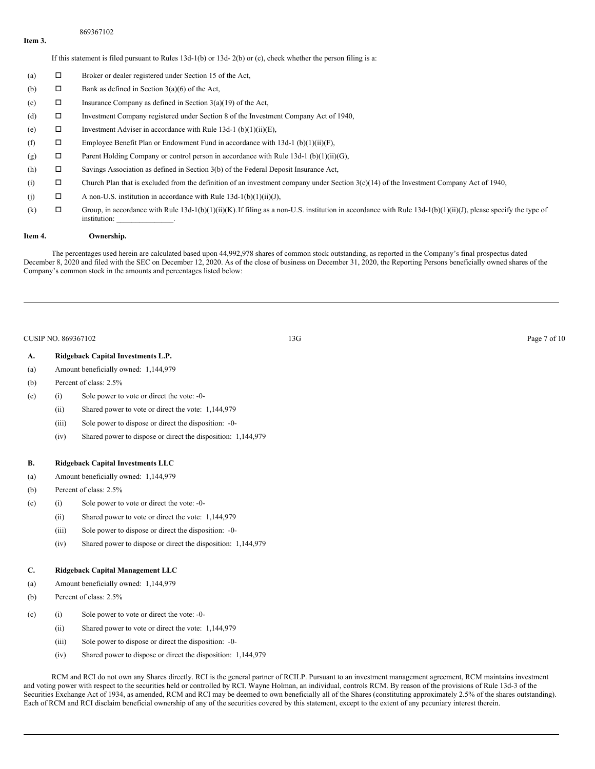869367102

**Item 3.**

If this statement is filed pursuant to Rules 13d-1(b) or 13d- 2(b) or (c), check whether the person filing is a:

(a) ☐ Broker or dealer registered under Section 15 of the Act,

(b) ☐ Bank as defined in Section 3(a)(6) of the Act,

(c) ☐ Insurance Company as defined in Section 3(a)(19) of the Act,

(d) ☐ Investment Company registered under Section 8 of the Investment Company Act of 1940,

(e) ☐ Investment Adviser in accordance with Rule 13d-1 (b)(1)(ii)(E),

(f) ☐ Employee Benefit Plan or Endowment Fund in accordance with 13d-1 (b)(1)(ii)(F),

(g) ☐ Parent Holding Company or control person in accordance with Rule 13d-1 (b)(1)(ii)(G),

(h) ☐ Savings Association as defined in Section 3(b) of the Federal Deposit Insurance Act,

(i) ☐ Church Plan that is excluded from the definition of an investment company under Section 3(c)(14) of the Investment Company Act of 1940,

(j) ☐ A non-U.S. institution in accordance with Rule 13d-1(b)(1)(ii)(J),

(k) ☐ Group, in accordance with Rule 13d-1(b)(1)(ii)(K). If filing as a non-U.S. institution in accordance with Rule 13d-1(b)(1)(ii)(J), please specify the type of institution: _______________.

**Item 4. Ownership.**

The percentages used herein are calculated based upon 44,992,978 shares of common stock outstanding, as reported in the Company's final prospectus dated December 8, 2020 and filed with the SEC on December 12, 2020. As of the close of business on December 31, 2020, the Reporting Persons beneficially owned shares of the Company's common stock in the amounts and percentages listed below:

**A. Ridgeback Capital Investments L.P.**

(a) Amount beneficially owned: 1,144,979

(b) Percent of class: 2.5%

(c) (i) Sole power to vote or direct the vote: -0-

(ii) Shared power to vote or direct the vote: 1,144,979

(iii) Sole power to dispose or direct the disposition: -0-

(iv) Shared power to dispose or direct the disposition: 1,144,979

**B. Ridgeback Capital Investments LLC**

(a) Amount beneficially owned: 1,144,979

(b) Percent of class: 2.5%

(c) (i) Sole power to vote or direct the vote: -0-

(ii) Shared power to vote or direct the vote: 1,144,979

(iii) Sole power to dispose or direct the disposition: -0-

(iv) Shared power to dispose or direct the disposition: 1,144,979

**C. Ridgeback Capital Management LLC**

(a) Amount beneficially owned: 1,144,979

(b) Percent of class: 2.5%

(c) (i) Sole power to vote or direct the vote: -0-

(ii) Shared power to vote or direct the vote: 1,144,979

(iii) Sole power to dispose or direct the disposition: -0-

(iv) Shared power to dispose or direct the disposition: 1,144,979

RCM and RCI do not own any Shares directly. RCI is the general partner of RCILP. Pursuant to an investment management agreement, RCM maintains investment and voting power with respect to the securities held or controlled by RCI. Wayne Holman, an individual, controls RCM. By reason of the provisions of Rule 13d-3 of the Securities Exchange Act of 1934, as amended, RCM and RCI may be deemed to own beneficially all of the Shares (constituting approximately 2.5% of the shares outstanding). Each of RCM and RCI disclaim beneficial ownership of any of the securities covered by this statement, except to the extent of any pecuniary interest therein.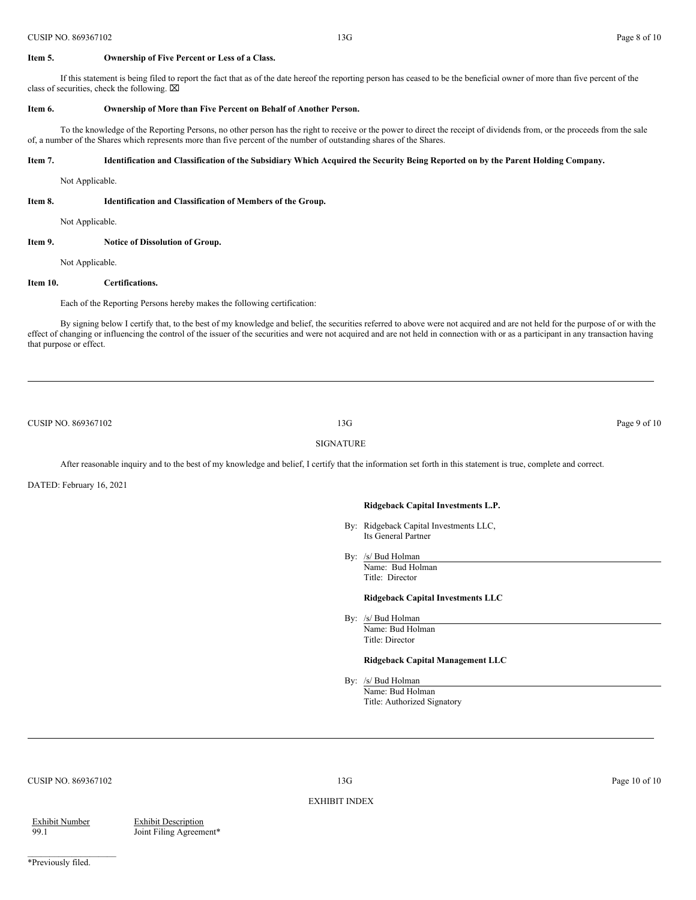**Item 5. Ownership of Five Percent or Less of a Class.**

If this statement is being filed to report the fact that as of the date hereof the reporting person has ceased to be the beneficial owner of more than five percent of the class of securities, check the following. ☒

**Item 6. Ownership of More than Five Percent on Behalf of Another Person.**

To the knowledge of the Reporting Persons, no other person has the right to receive or the power to direct the receipt of dividends from, or the proceeds from the sale of, a number of the Shares which represents more than five percent of the number of outstanding shares of the Shares.

**Item 7. Identification and Classification of the Subsidiary Which Acquired the Security Being Reported on by the Parent Holding Company.**

Not Applicable.

**Item 8. Identification and Classification of Members of the Group.**

Not Applicable.

**Item 9. Notice of Dissolution of Group.**

Not Applicable.

**Item 10. Certifications.**

Each of the Reporting Persons hereby makes the following certification:

By signing below I certify that, to the best of my knowledge and belief, the securities referred to above were not acquired and are not held for the purpose of or with the effect of changing or influencing the control of the issuer of the securities and were not acquired and are not held in connection with or as a participant in any transaction having that purpose or effect.

SIGNATURE

After reasonable inquiry and to the best of my knowledge and belief, I certify that the information set forth in this statement is true, complete and correct.

DATED: February 16, 2021

**Ridgeback Capital Investments L.P.**

By: Ridgeback Capital Investments LLC,
Its General Partner

By: /s/ Bud Holman
Name: Bud Holman
Title: Director

**Ridgeback Capital Investments LLC**

By: /s/ Bud Holman
Name: Bud Holman
Title: Director

**Ridgeback Capital Management LLC**

By: /s/ Bud Holman
Name: Bud Holman
Title: Authorized Signatory

EXHIBIT INDEX

| Exhibit Number | Exhibit Description |
|---|---|
| 99.1 | Joint Filing Agreement* |

*Previously filed.